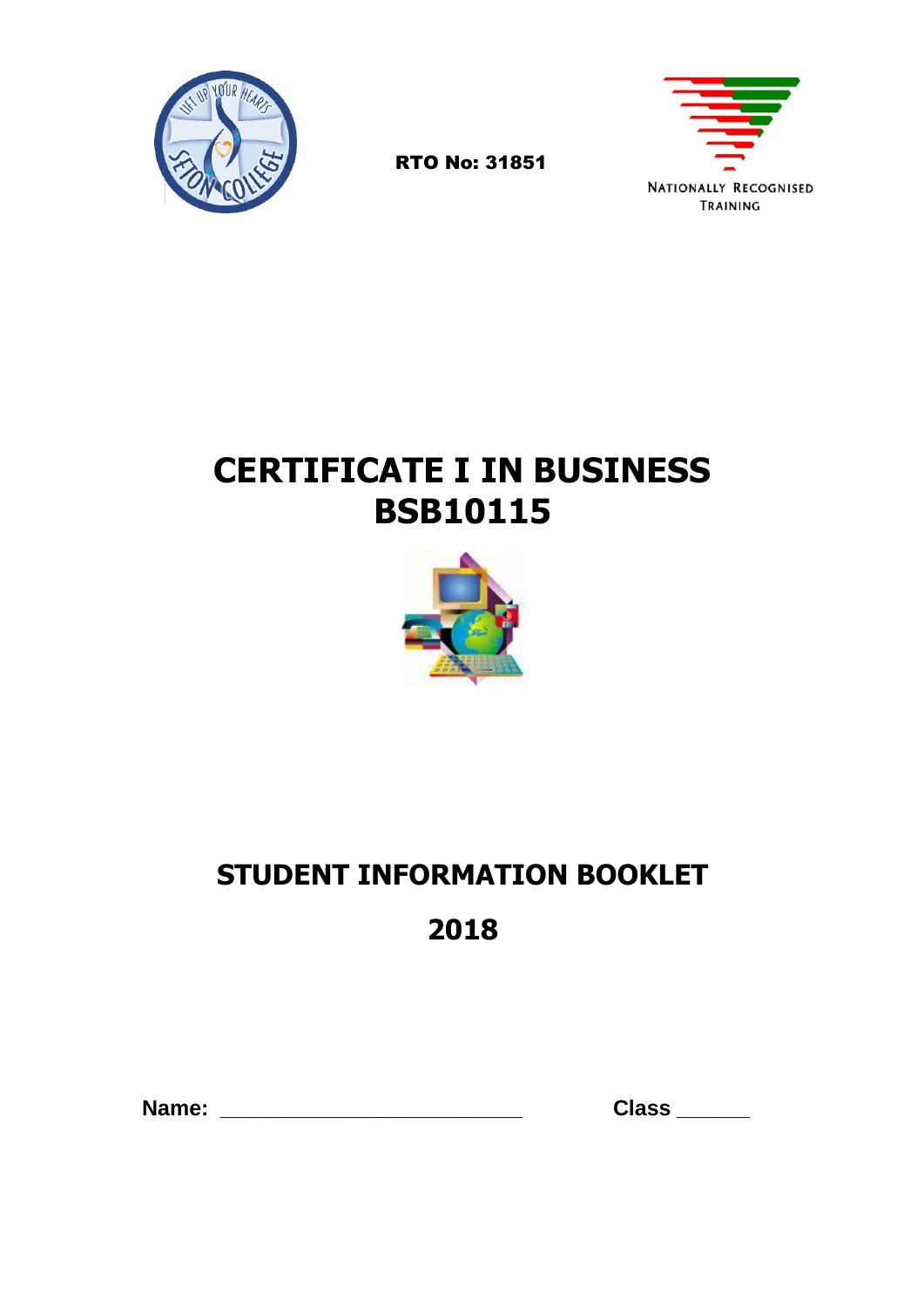RTO No: 31851

NATIONALLY RECOGNISED TRAINING

# CERTIFICATE I IN BUSINESS
# BSB10115

## STUDENT INFORMATION BOOKLET

## 2018

**Name:** ___________________________ **Class** ______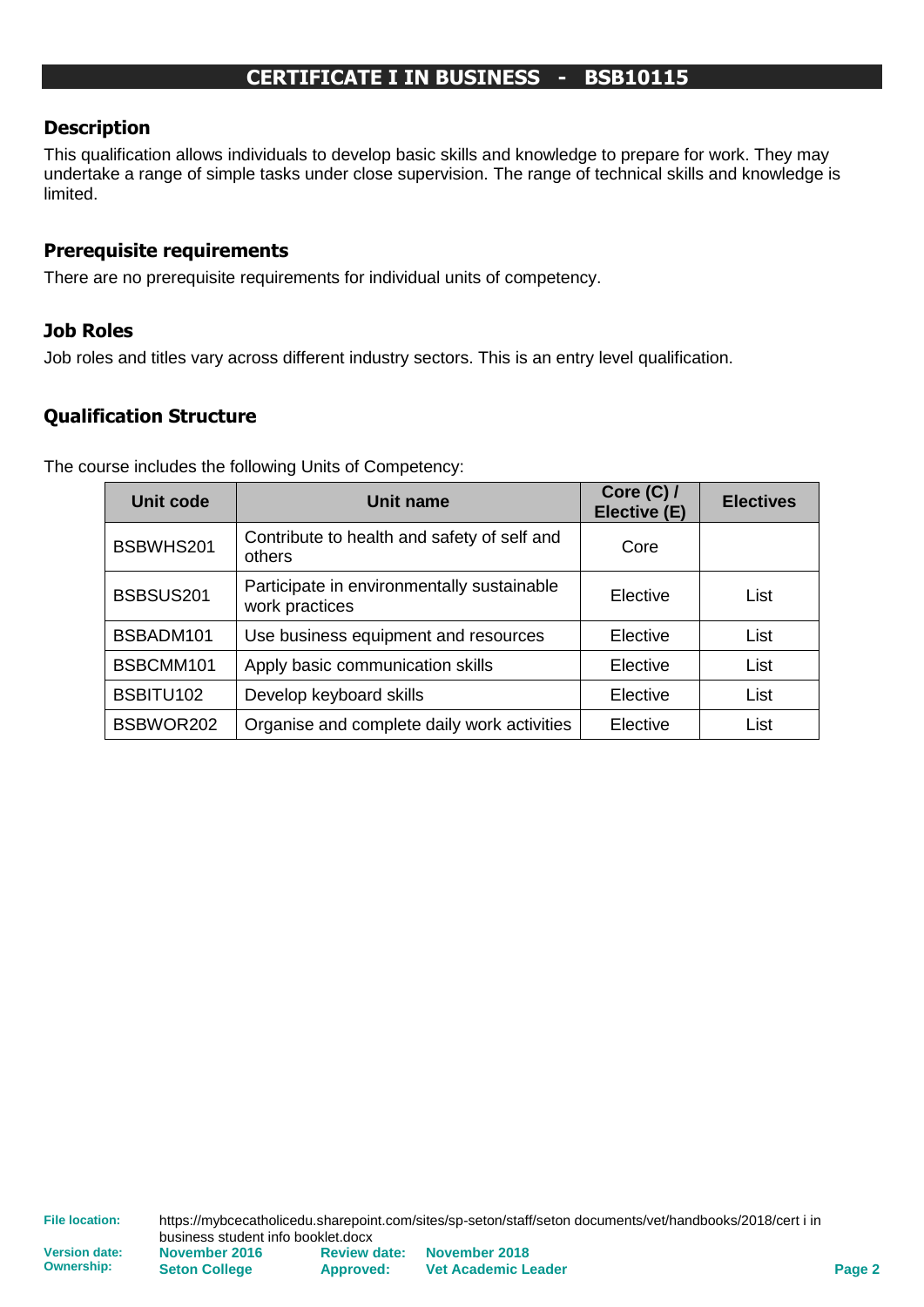# CERTIFICATE I IN BUSINESS - BSB10115

## Description

This qualification allows individuals to develop basic skills and knowledge to prepare for work. They may undertake a range of simple tasks under close supervision. The range of technical skills and knowledge is limited.

## Prerequisite requirements

There are no prerequisite requirements for individual units of competency.

## Job Roles

Job roles and titles vary across different industry sectors. This is an entry level qualification.

## Qualification Structure

The course includes the following Units of Competency:

| Unit code | Unit name | Core (C) / Elective (E) | Electives |
|---|---|---|---|
| BSBWHS201 | Contribute to health and safety of self and others | Core | |
| BSBSUS201 | Participate in environmentally sustainable work practices | Elective | List |
| BSBADM101 | Use business equipment and resources | Elective | List |
| BSBCMM101 | Apply basic communication skills | Elective | List |
| BSBITU102 | Develop keyboard skills | Elective | List |
| BSBWOR202 | Organise and complete daily work activities | Elective | List |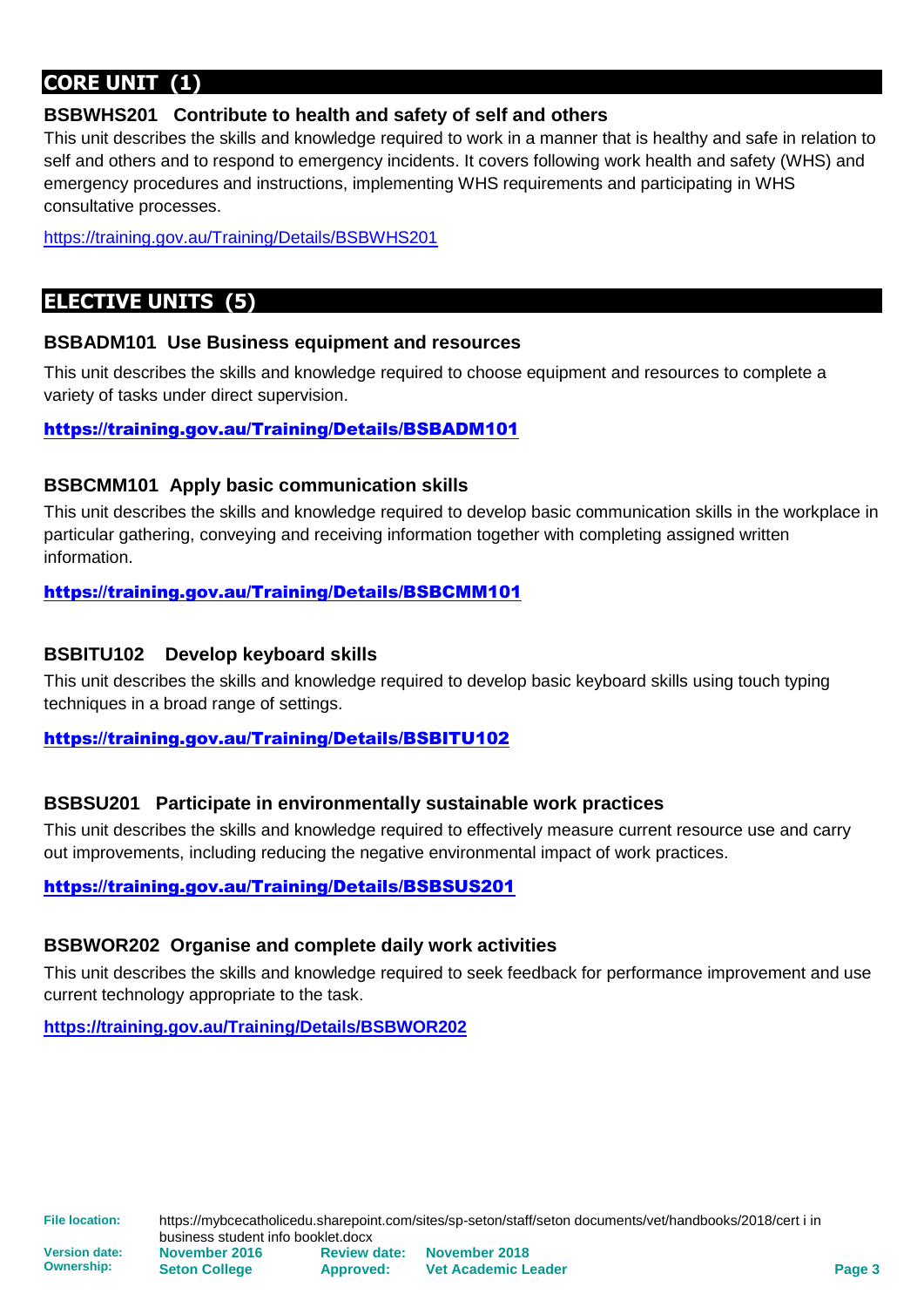## CORE UNIT (1)

### BSBWHS201 Contribute to health and safety of self and others

This unit describes the skills and knowledge required to work in a manner that is healthy and safe in relation to self and others and to respond to emergency incidents. It covers following work health and safety (WHS) and emergency procedures and instructions, implementing WHS requirements and participating in WHS consultative processes.

https://training.gov.au/Training/Details/BSBWHS201

## ELECTIVE UNITS (5)

### BSBADM101 Use Business equipment and resources

This unit describes the skills and knowledge required to choose equipment and resources to complete a variety of tasks under direct supervision.

**https://training.gov.au/Training/Details/BSBADM101**

### BSBCMM101 Apply basic communication skills

This unit describes the skills and knowledge required to develop basic communication skills in the workplace in particular gathering, conveying and receiving information together with completing assigned written information.

**https://training.gov.au/Training/Details/BSBCMM101**

### BSBITU102 Develop keyboard skills

This unit describes the skills and knowledge required to develop basic keyboard skills using touch typing techniques in a broad range of settings.

**https://training.gov.au/Training/Details/BSBITU102**

### BSBSU201 Participate in environmentally sustainable work practices

This unit describes the skills and knowledge required to effectively measure current resource use and carry out improvements, including reducing the negative environmental impact of work practices.

**https://training.gov.au/Training/Details/BSBSUS201**

### BSBWOR202 Organise and complete daily work activities

This unit describes the skills and knowledge required to seek feedback for performance improvement and use current technology appropriate to the task.

**https://training.gov.au/Training/Details/BSBWOR202**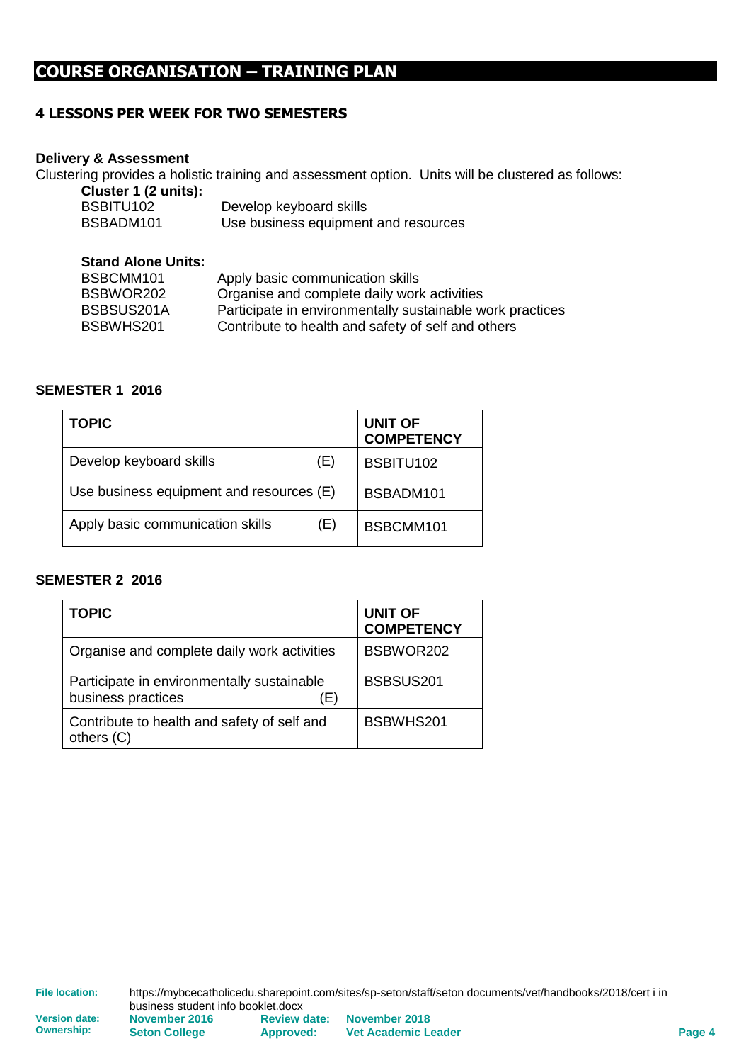## COURSE ORGANISATION – TRAINING PLAN

### 4 LESSONS PER WEEK FOR TWO SEMESTERS

**Delivery & Assessment**

Clustering provides a holistic training and assessment option. Units will be clustered as follows:

**Cluster 1 (2 units):**

BSBITU102 Develop keyboard skills
BSBADM101 Use business equipment and resources

**Stand Alone Units:**

BSBCMM101 Apply basic communication skills
BSBWOR202 Organise and complete daily work activities
BSBSUS201A Participate in environmentally sustainable work practices
BSBWHS201 Contribute to health and safety of self and others

**SEMESTER 1 2016**

| TOPIC | UNIT OF COMPETENCY |
|---|---|
| Develop keyboard skills (E) | BSBITU102 |
| Use business equipment and resources (E) | BSBADM101 |
| Apply basic communication skills (E) | BSBCMM101 |

**SEMESTER 2 2016**

| TOPIC | UNIT OF COMPETENCY |
|---|---|
| Organise and complete daily work activities | BSBWOR202 |
| Participate in environmentally sustainable business practices (E) | BSBSUS201 |
| Contribute to health and safety of self and others (C) | BSBWHS201 |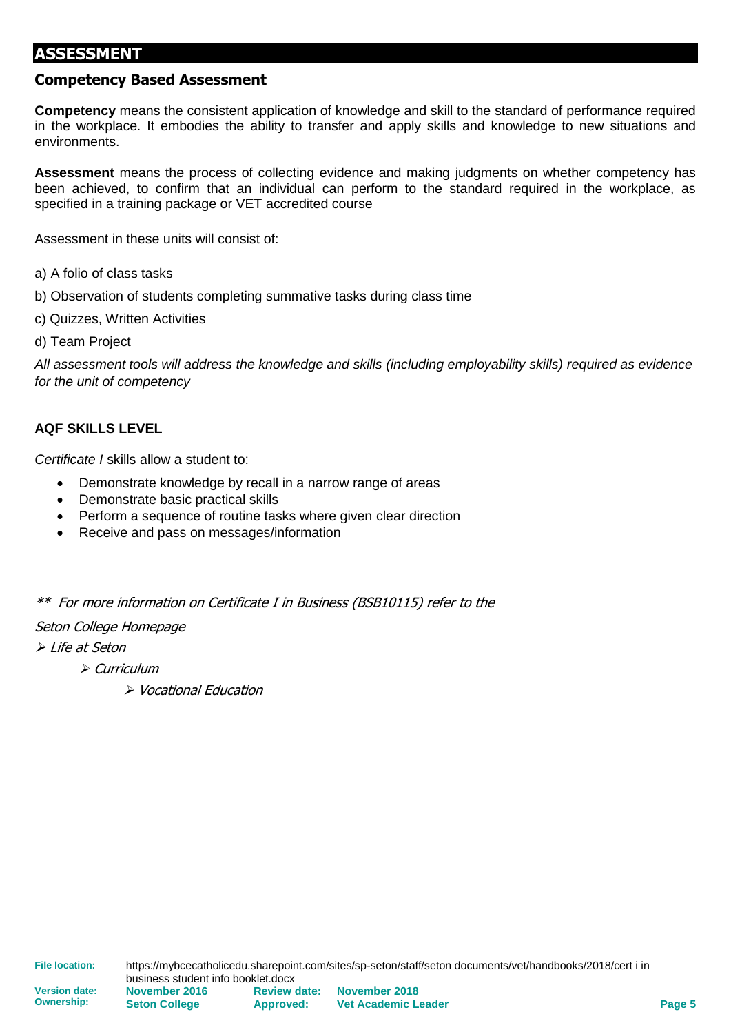# ASSESSMENT

## Competency Based Assessment

**Competency** means the consistent application of knowledge and skill to the standard of performance required in the workplace. It embodies the ability to transfer and apply skills and knowledge to new situations and environments.

**Assessment** means the process of collecting evidence and making judgments on whether competency has been achieved, to confirm that an individual can perform to the standard required in the workplace, as specified in a training package or VET accredited course

Assessment in these units will consist of:

a) A folio of class tasks

b) Observation of students completing summative tasks during class time

c) Quizzes, Written Activities

d) Team Project

*All assessment tools will address the knowledge and skills (including employability skills) required as evidence for the unit of competency*

### AQF SKILLS LEVEL

*Certificate I* skills allow a student to:

- Demonstrate knowledge by recall in a narrow range of areas
- Demonstrate basic practical skills
- Perform a sequence of routine tasks where given clear direction
- Receive and pass on messages/information

*** For more information on Certificate I in Business (BSB10115) refer to the*

*Seton College Homepage*

- *Life at Seton*
  - *Curriculum*
    - *Vocational Education*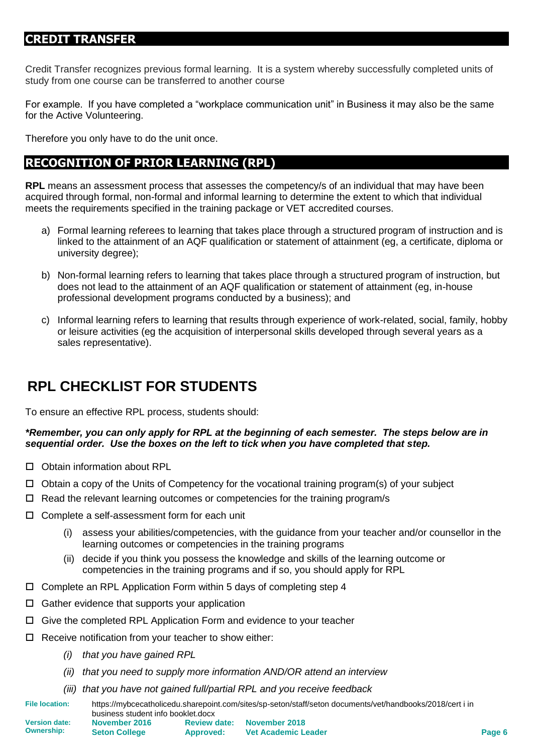## CREDIT TRANSFER

Credit Transfer recognizes previous formal learning. It is a system whereby successfully completed units of study from one course can be transferred to another course

For example. If you have completed a "workplace communication unit" in Business it may also be the same for the Active Volunteering.

Therefore you only have to do the unit once.

## RECOGNITION OF PRIOR LEARNING (RPL)

**RPL** means an assessment process that assesses the competency/s of an individual that may have been acquired through formal, non-formal and informal learning to determine the extent to which that individual meets the requirements specified in the training package or VET accredited courses.

a) Formal learning referees to learning that takes place through a structured program of instruction and is linked to the attainment of an AQF qualification or statement of attainment (eg, a certificate, diploma or university degree);

b) Non-formal learning refers to learning that takes place through a structured program of instruction, but does not lead to the attainment of an AQF qualification or statement of attainment (eg, in-house professional development programs conducted by a business); and

c) Informal learning refers to learning that results through experience of work-related, social, family, hobby or leisure activities (eg the acquisition of interpersonal skills developed through several years as a sales representative).

# RPL CHECKLIST FOR STUDENTS

To ensure an effective RPL process, students should:

***Remember, you can only apply for RPL at the beginning of each semester. The steps below are in sequential order. Use the boxes on the left to tick when you have completed that step.***

- ☐ Obtain information about RPL
- ☐ Obtain a copy of the Units of Competency for the vocational training program(s) of your subject
- ☐ Read the relevant learning outcomes or competencies for the training program/s
- ☐ Complete a self-assessment form for each unit
  - (i) assess your abilities/competencies, with the guidance from your teacher and/or counsellor in the learning outcomes or competencies in the training programs
  - (ii) decide if you think you possess the knowledge and skills of the learning outcome or competencies in the training programs and if so, you should apply for RPL
- ☐ Complete an RPL Application Form within 5 days of completing step 4
- ☐ Gather evidence that supports your application
- ☐ Give the completed RPL Application Form and evidence to your teacher
- ☐ Receive notification from your teacher to show either:
  - *(i) that you have gained RPL*
  - *(ii) that you need to supply more information AND/OR attend an interview*
  - *(iii) that you have not gained full/partial RPL and you receive feedback*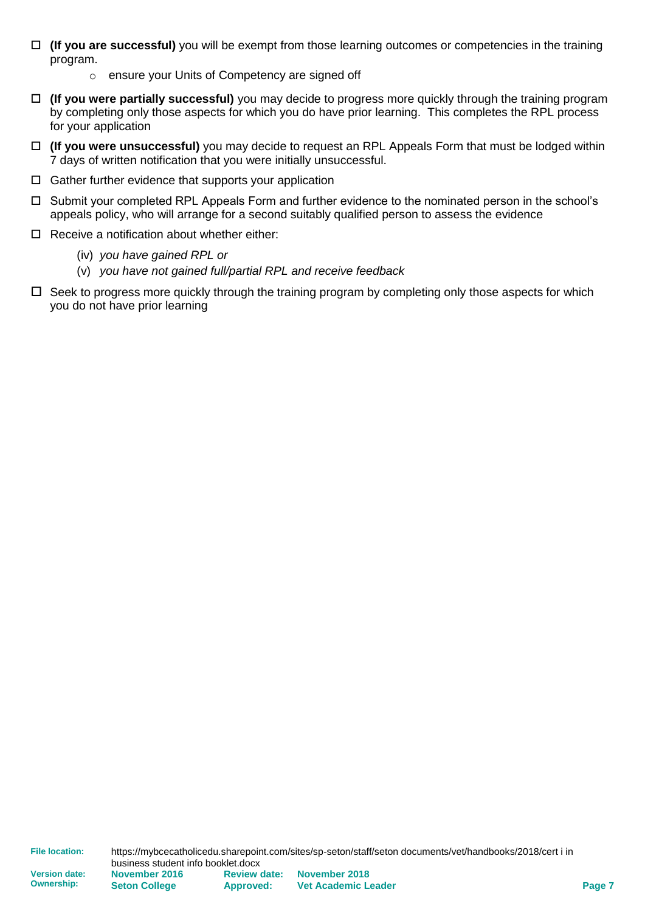- ☐ **(If you are successful)** you will be exempt from those learning outcomes or competencies in the training program.
  - ensure your Units of Competency are signed off
- ☐ **(If you were partially successful)** you may decide to progress more quickly through the training program by completing only those aspects for which you do have prior learning. This completes the RPL process for your application
- ☐ **(If you were unsuccessful)** you may decide to request an RPL Appeals Form that must be lodged within 7 days of written notification that you were initially unsuccessful.
- ☐ Gather further evidence that supports your application
- ☐ Submit your completed RPL Appeals Form and further evidence to the nominated person in the school's appeals policy, who will arrange for a second suitably qualified person to assess the evidence
- ☐ Receive a notification about whether either:

  (iv) *you have gained RPL or*

  (v) *you have not gained full/partial RPL and receive feedback*
- ☐ Seek to progress more quickly through the training program by completing only those aspects for which you do not have prior learning